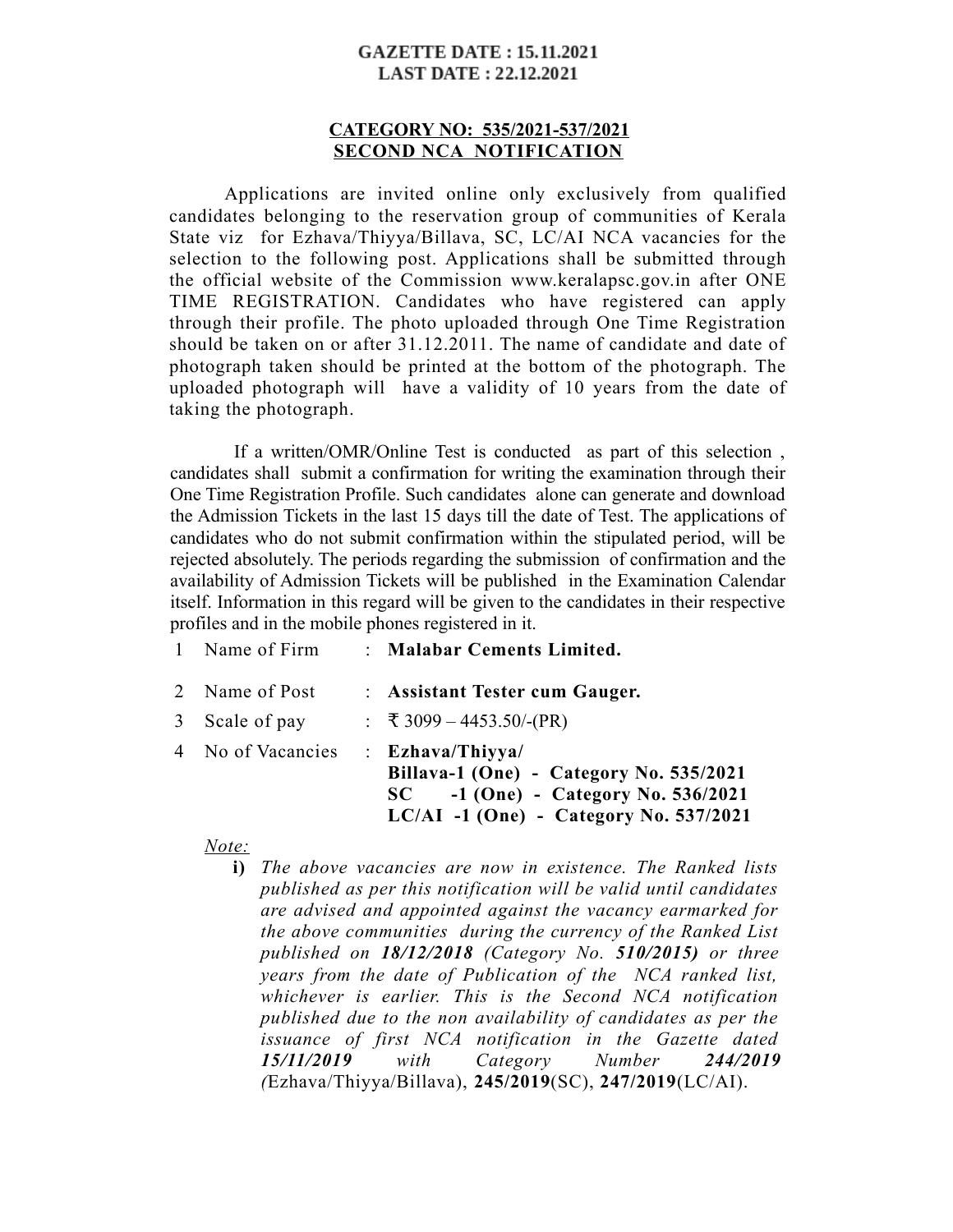**GAZETTE DATE : 15.11.2021**
**LAST DATE : 22.12.2021**

## CATEGORY NO: 535/2021-537/2021
## SECOND NCA NOTIFICATION

Applications are invited online only exclusively from qualified candidates belonging to the reservation group of communities of Kerala State viz for Ezhava/Thiyya/Billava, SC, LC/AI NCA vacancies for the selection to the following post. Applications shall be submitted through the official website of the Commission www.keralapsc.gov.in after ONE TIME REGISTRATION. Candidates who have registered can apply through their profile. The photo uploaded through One Time Registration should be taken on or after 31.12.2011. The name of candidate and date of photograph taken should be printed at the bottom of the photograph. The uploaded photograph will have a validity of 10 years from the date of taking the photograph.

If a written/OMR/Online Test is conducted as part of this selection, candidates shall submit a confirmation for writing the examination through their One Time Registration Profile. Such candidates alone can generate and download the Admission Tickets in the last 15 days till the date of Test. The applications of candidates who do not submit confirmation within the stipulated period, will be rejected absolutely. The periods regarding the submission of confirmation and the availability of Admission Tickets will be published in the Examination Calendar itself. Information in this regard will be given to the candidates in their respective profiles and in the mobile phones registered in it.

1. Name of Firm : **Malabar Cements Limited.**
2. Name of Post : **Assistant Tester cum Gauger.**
3. Scale of pay : ₹ 3099 – 4453.50/-(PR)
4. No of Vacancies : **Ezhava/Thiyya/Billava-1 (One) - Category No. 535/2021**
   **SC -1 (One) - Category No. 536/2021**
   **LC/AI -1 (One) - Category No. 537/2021**

*Note:*

**i)** *The above vacancies are now in existence. The Ranked lists published as per this notification will be valid until candidates are advised and appointed against the vacancy earmarked for the above communities during the currency of the Ranked List published on **18/12/2018** (Category No. **510/2015**) or three years from the date of Publication of the NCA ranked list, whichever is earlier. This is the Second NCA notification published due to the non availability of candidates as per the issuance of first NCA notification in the Gazette dated **15/11/2019** with Category Number **244/2019** (*Ezhava/Thiyya/Billava), **245/2019**(SC), **247/2019**(LC/AI).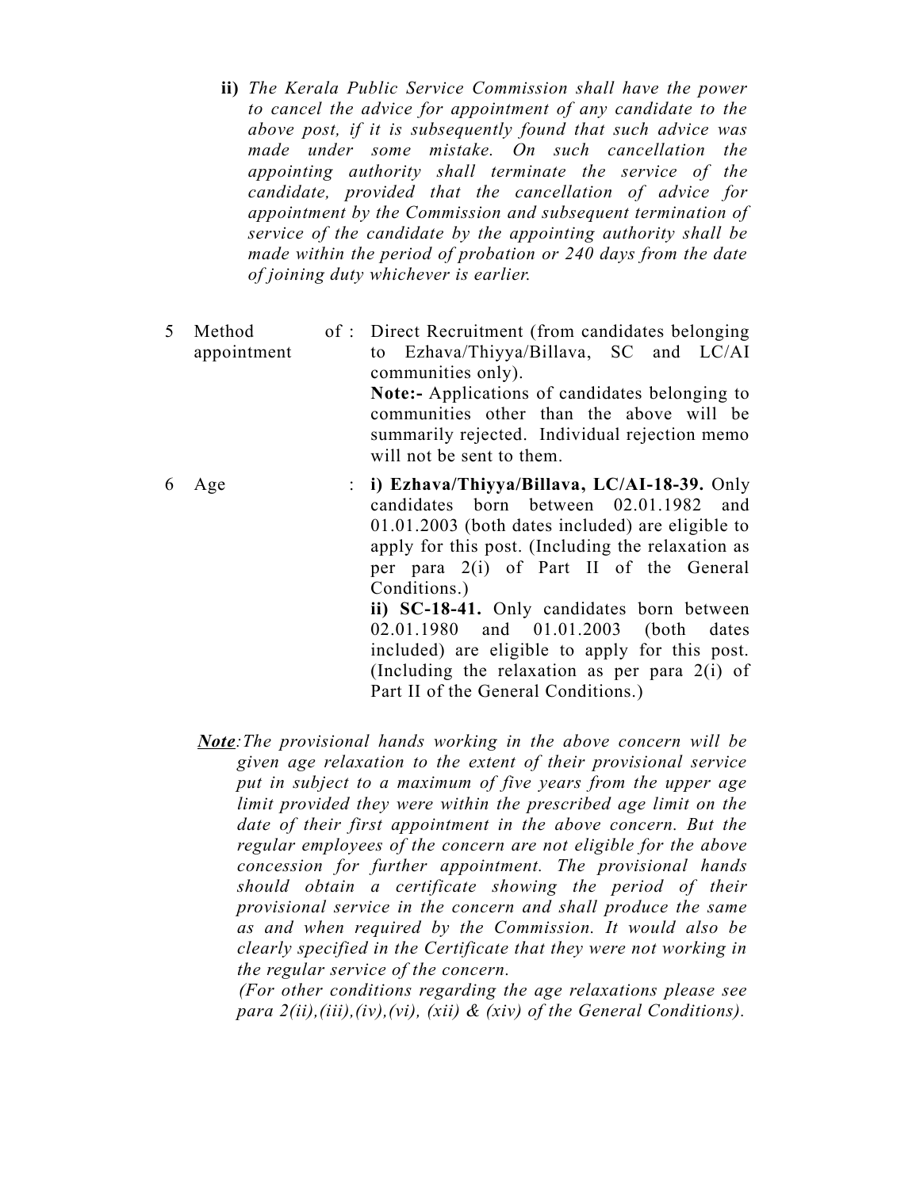**ii)** *The Kerala Public Service Commission shall have the power to cancel the advice for appointment of any candidate to the above post, if it is subsequently found that such advice was made under some mistake. On such cancellation the appointing authority shall terminate the service of the candidate, provided that the cancellation of advice for appointment by the Commission and subsequent termination of service of the candidate by the appointing authority shall be made within the period of probation or 240 days from the date of joining duty whichever is earlier.*

5 Method of appointment : Direct Recruitment (from candidates belonging to Ezhava/Thiyya/Billava, SC and LC/AI communities only).

**Note:-** Applications of candidates belonging to communities other than the above will be summarily rejected. Individual rejection memo will not be sent to them.

6 Age : **i) Ezhava/Thiyya/Billava, LC/AI-18-39.** Only candidates born between 02.01.1982 and 01.01.2003 (both dates included) are eligible to apply for this post. (Including the relaxation as per para 2(i) of Part II of the General Conditions.)

**ii) SC-18-41.** Only candidates born between 02.01.1980 and 01.01.2003 (both dates included) are eligible to apply for this post. (Including the relaxation as per para 2(i) of Part II of the General Conditions.)

***Note****:The provisional hands working in the above concern will be given age relaxation to the extent of their provisional service put in subject to a maximum of five years from the upper age limit provided they were within the prescribed age limit on the date of their first appointment in the above concern. But the regular employees of the concern are not eligible for the above concession for further appointment. The provisional hands should obtain a certificate showing the period of their provisional service in the concern and shall produce the same as and when required by the Commission. It would also be clearly specified in the Certificate that they were not working in the regular service of the concern.*

*(For other conditions regarding the age relaxations please see para 2(ii),(iii),(iv),(vi), (xii) & (xiv) of the General Conditions).*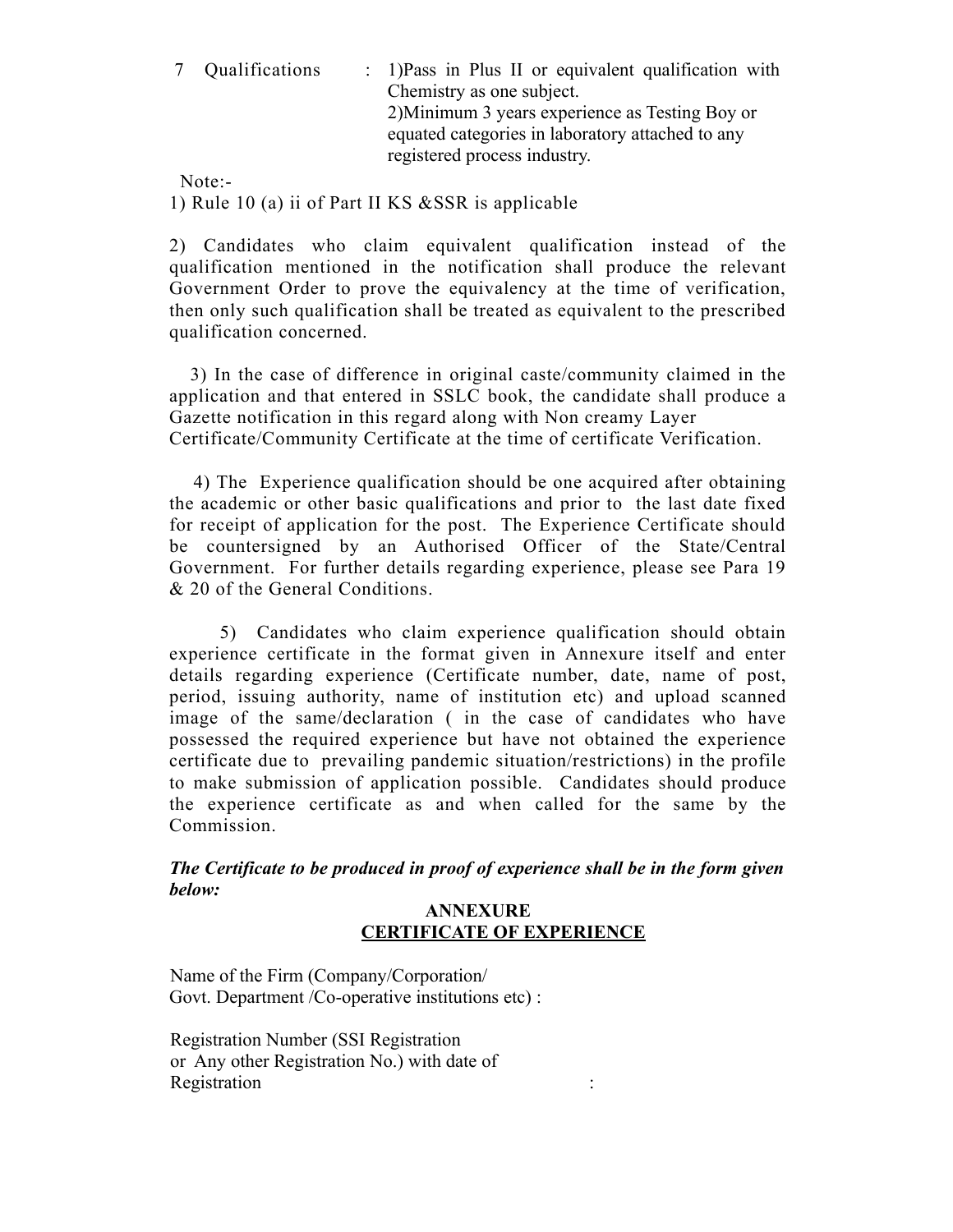7 Qualifications : 1)Pass in Plus II or equivalent qualification with Chemistry as one subject.
2)Minimum 3 years experience as Testing Boy or equated categories in laboratory attached to any registered process industry.

Note:-

1) Rule 10 (a) ii of Part II KS &SSR is applicable

2) Candidates who claim equivalent qualification instead of the qualification mentioned in the notification shall produce the relevant Government Order to prove the equivalency at the time of verification, then only such qualification shall be treated as equivalent to the prescribed qualification concerned.

3) In the case of difference in original caste/community claimed in the application and that entered in SSLC book, the candidate shall produce a Gazette notification in this regard along with Non creamy Layer Certificate/Community Certificate at the time of certificate Verification.

4) The Experience qualification should be one acquired after obtaining the academic or other basic qualifications and prior to the last date fixed for receipt of application for the post. The Experience Certificate should be countersigned by an Authorised Officer of the State/Central Government. For further details regarding experience, please see Para 19 & 20 of the General Conditions.

5) Candidates who claim experience qualification should obtain experience certificate in the format given in Annexure itself and enter details regarding experience (Certificate number, date, name of post, period, issuing authority, name of institution etc) and upload scanned image of the same/declaration ( in the case of candidates who have possessed the required experience but have not obtained the experience certificate due to prevailing pandemic situation/restrictions) in the profile to make submission of application possible. Candidates should produce the experience certificate as and when called for the same by the Commission.

***The Certificate to be produced in proof of experience shall be in the form given below:***

**ANNEXURE**

**CERTIFICATE OF EXPERIENCE**

Name of the Firm (Company/Corporation/ Govt. Department /Co-operative institutions etc) :

Registration Number (SSI Registration or Any other Registration No.) with date of Registration :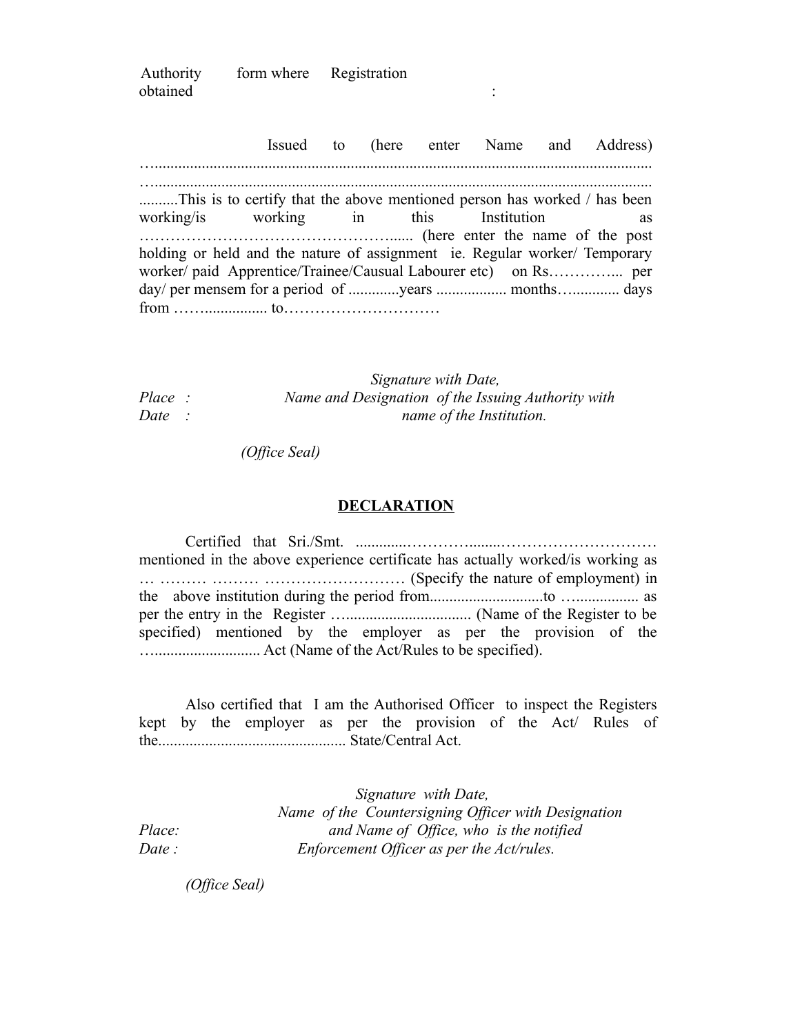Authority form where Registration obtained :

Issued to (here enter Name and Address) …............................................................................................................................
…............................................................................................................................
..........This is to certify that the above mentioned person has worked / has been working/is working in this Institution as ……………………………………….…...... (here enter the name of the post holding or held and the nature of assignment ie. Regular worker/ Temporary worker/ paid Apprentice/Trainee/Causual Labourer etc) on Rs…………... per day/ per mensem for a period of .............years .................. months…............ days from ……................ to…………………………

*Signature with Date,*
*Place :* *Name and Designation of the Issuing Authority with*
*Date :* *name of the Institution.*

*(Office Seal)*

**DECLARATION**

Certified that Sri./Smt. .............…………........………………………… mentioned in the above experience certificate has actually worked/is working as … ……… ……… …………………… (Specify the nature of employment) in the above institution during the period from.............................to …................ as per the entry in the Register …................................ (Name of the Register to be specified) mentioned by the employer as per the provision of the …......................... Act (Name of the Act/Rules to be specified).

Also certified that I am the Authorised Officer to inspect the Registers kept by the employer as per the provision of the Act/ Rules of the................................................ State/Central Act.

*Signature with Date,*
*Name of the Countersigning Officer with Designation*
*Place:* *and Name of Office, who is the notified*
*Date :* *Enforcement Officer as per the Act/rules.*

*(Office Seal)*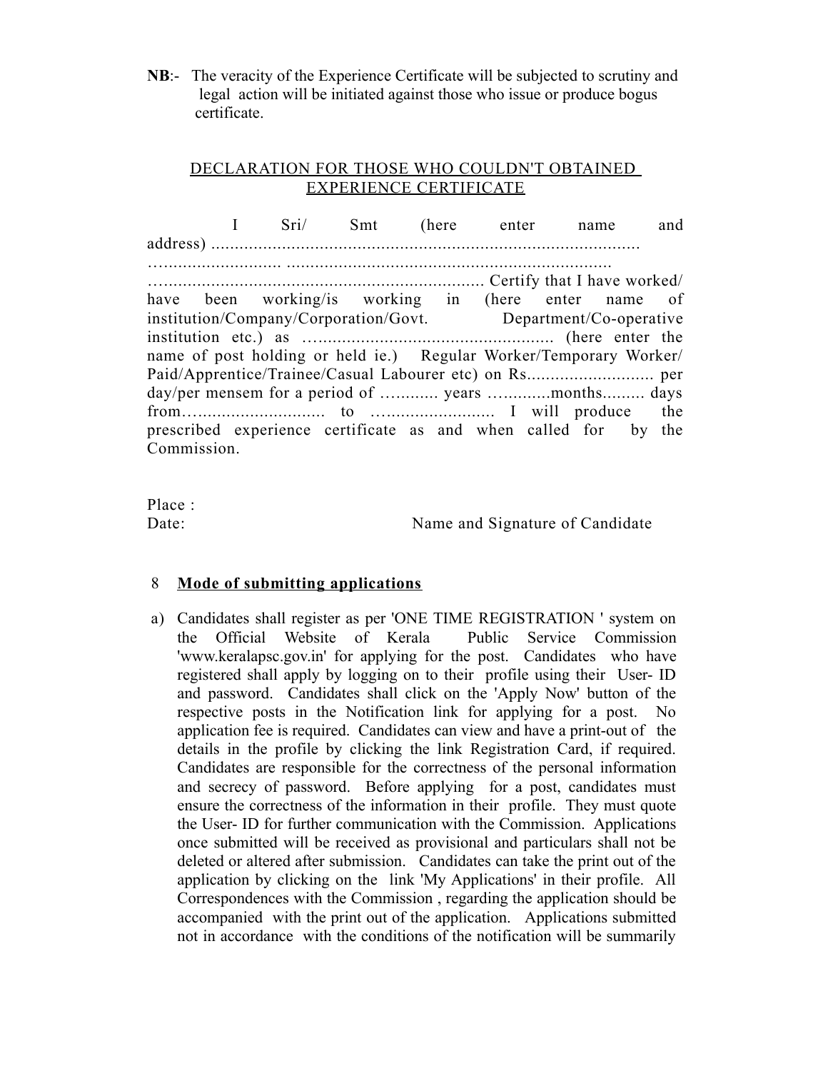**NB**:- The veracity of the Experience Certificate will be subjected to scrutiny and legal action will be initiated against those who issue or produce bogus certificate.

## DECLARATION FOR THOSE WHO COULDN'T OBTAINED EXPERIENCE CERTIFICATE

I Sri/ Smt (here enter name and address) ........................................................................................ …....................... ….................................................................. …................................................................. Certify that I have worked/ have been working/is working in (here enter name of institution/Company/Corporation/Govt. Department/Co-operative institution etc.) as ….................................................. (here enter the name of post holding or held ie.) Regular Worker/Temporary Worker/ Paid/Apprentice/Trainee/Casual Labourer etc) on Rs........................... per day/per mensem for a period of …......... years …..........months......... days from…........................... to ….…................... I will produce the prescribed experience certificate as and when called for by the Commission.

Place :
Date: Name and Signature of Candidate

8 **Mode of submitting applications**

a) Candidates shall register as per 'ONE TIME REGISTRATION ' system on the Official Website of Kerala Public Service Commission 'www.keralapsc.gov.in' for applying for the post. Candidates who have registered shall apply by logging on to their profile using their User- ID and password. Candidates shall click on the 'Apply Now' button of the respective posts in the Notification link for applying for a post. No application fee is required. Candidates can view and have a print-out of the details in the profile by clicking the link Registration Card, if required. Candidates are responsible for the correctness of the personal information and secrecy of password. Before applying for a post, candidates must ensure the correctness of the information in their profile. They must quote the User- ID for further communication with the Commission. Applications once submitted will be received as provisional and particulars shall not be deleted or altered after submission. Candidates can take the print out of the application by clicking on the link 'My Applications' in their profile. All Correspondences with the Commission , regarding the application should be accompanied with the print out of the application. Applications submitted not in accordance with the conditions of the notification will be summarily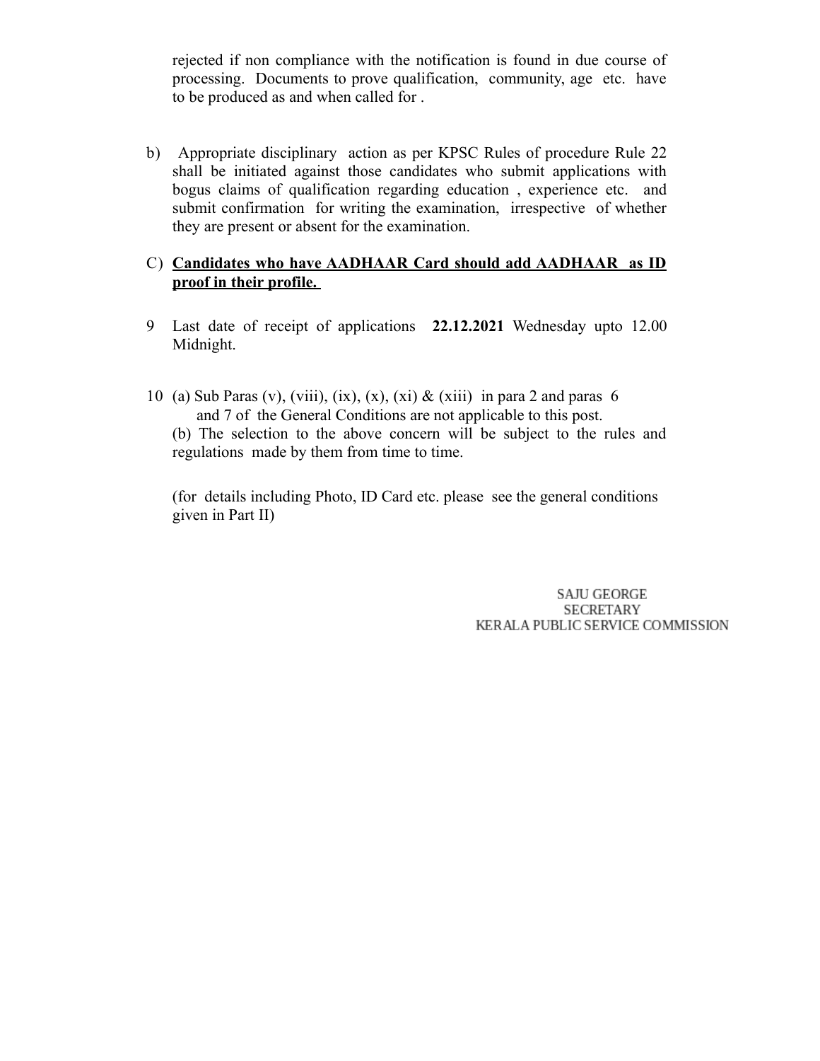rejected if non compliance with the notification is found in due course of processing. Documents to prove qualification, community, age etc. have to be produced as and when called for .

b) Appropriate disciplinary action as per KPSC Rules of procedure Rule 22 shall be initiated against those candidates who submit applications with bogus claims of qualification regarding education , experience etc. and submit confirmation for writing the examination, irrespective of whether they are present or absent for the examination.

C) **Candidates who have AADHAAR Card should add AADHAAR as ID proof in their profile.**

9 Last date of receipt of applications **22.12.2021** Wednesday upto 12.00 Midnight.

10 (a) Sub Paras (v), (viii), (ix), (x), (xi) & (xiii) in para 2 and paras 6 and 7 of the General Conditions are not applicable to this post.

(b) The selection to the above concern will be subject to the rules and regulations made by them from time to time.

(for details including Photo, ID Card etc. please see the general conditions given in Part II)

SAJU GEORGE
SECRETARY
KERALA PUBLIC SERVICE COMMISSION